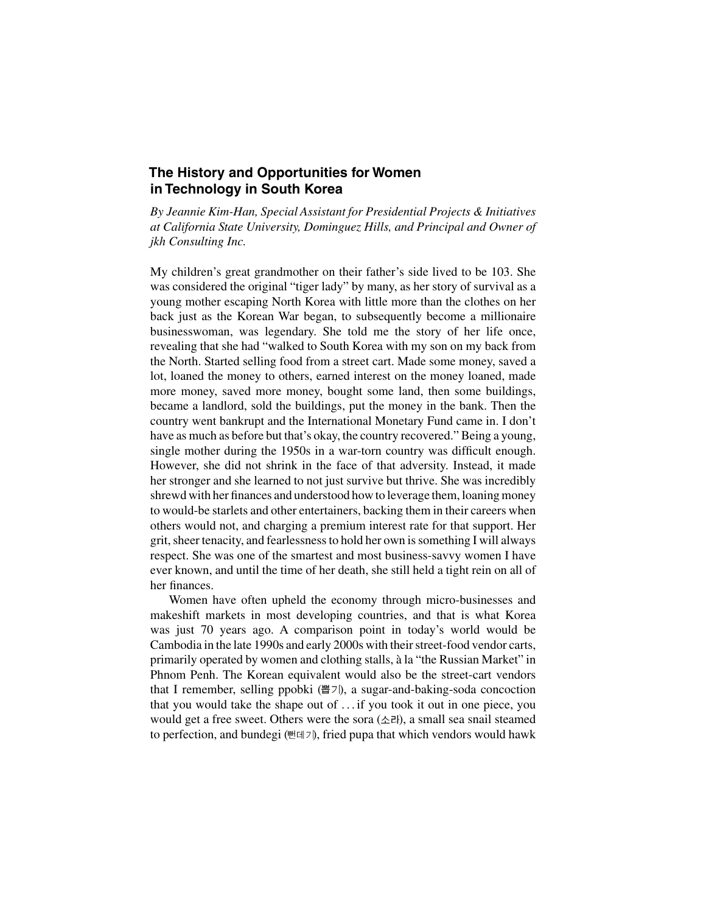## The History and Opportunities for Women in Technology in South Korea

*By Jeannie Kim-Han, Special Assistant for Presidential Projects & Initiatives at California State University, Dominguez Hills, and Principal and Owner of jkh Consulting Inc.*

My children's great grandmother on their father's side lived to be 103. She was considered the original "tiger lady" by many, as her story of survival as a young mother escaping North Korea with little more than the clothes on her back just as the Korean War began, to subsequently become a millionaire businesswoman, was legendary. She told me the story of her life once, revealing that she had "walked to South Korea with my son on my back from the North. Started selling food from a street cart. Made some money, saved a lot, loaned the money to others, earned interest on the money loaned, made more money, saved more money, bought some land, then some buildings, became a landlord, sold the buildings, put the money in the bank. Then the country went bankrupt and the International Monetary Fund came in. I don't have as much as before but that's okay, the country recovered." Being a young, single mother during the 1950s in a war-torn country was difficult enough. However, she did not shrink in the face of that adversity. Instead, it made her stronger and she learned to not just survive but thrive. She was incredibly shrewd with her finances and understood how to leverage them, loaning money to would-be starlets and other entertainers, backing them in their careers when others would not, and charging a premium interest rate for that support. Her grit, sheer tenacity, and fearlessness to hold her own is something I will always respect. She was one of the smartest and most business-savvy women I have ever known, and until the time of her death, she still held a tight rein on all of her finances.

Women have often upheld the economy through micro-businesses and makeshift markets in most developing countries, and that is what Korea was just 70 years ago. A comparison point in today's world would be Cambodia in the late 1990s and early 2000s with their street-food vendor carts, primarily operated by women and clothing stalls, à la "the Russian Market" in Phnom Penh. The Korean equivalent would also be the street-cart vendors that I remember, selling ppobki (뽑기), a sugar-and-baking-soda concoction that you would take the shape out of . . . if you took it out in one piece, you would get a free sweet. Others were the sora (소라), a small sea snail steamed to perfection, and bundegi (뻔데기), fried pupa that which vendors would hawk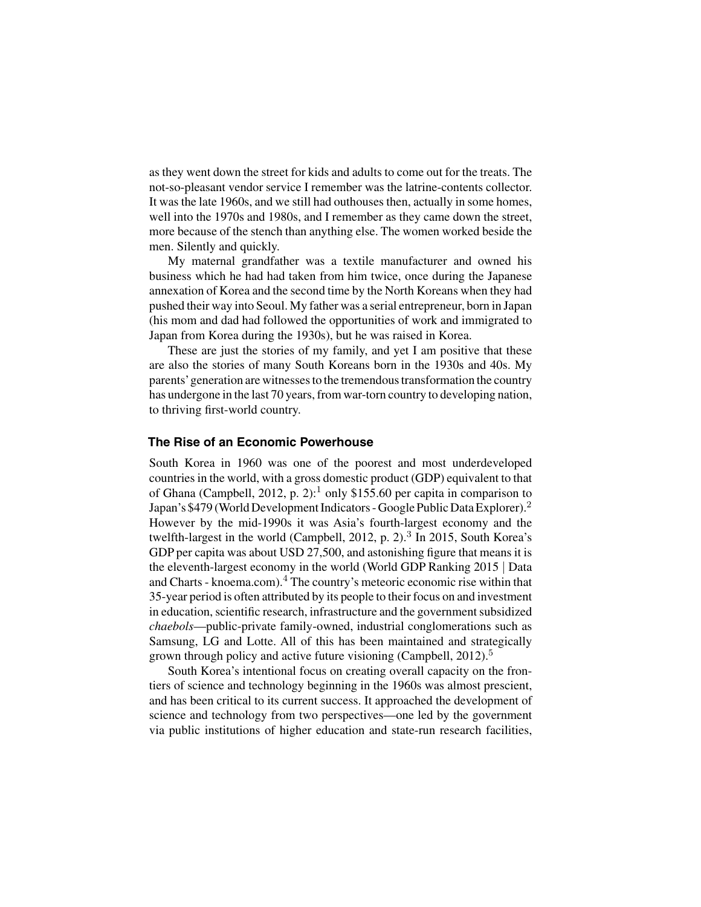as they went down the street for kids and adults to come out for the treats. The not-so-pleasant vendor service I remember was the latrine-contents collector. It was the late 1960s, and we still had outhouses then, actually in some homes, well into the 1970s and 1980s, and I remember as they came down the street, more because of the stench than anything else. The women worked beside the men. Silently and quickly.

My maternal grandfather was a textile manufacturer and owned his business which he had had taken from him twice, once during the Japanese annexation of Korea and the second time by the North Koreans when they had pushed their way into Seoul. My father was a serial entrepreneur, born in Japan (his mom and dad had followed the opportunities of work and immigrated to Japan from Korea during the 1930s), but he was raised in Korea.

These are just the stories of my family, and yet I am positive that these are also the stories of many South Koreans born in the 1930s and 40s. My parents' generation are witnesses to the tremendous transformation the country has undergone in the last 70 years, from war-torn country to developing nation, to thriving first-world country.

### The Rise of an Economic Powerhouse

South Korea in 1960 was one of the poorest and most underdeveloped countries in the world, with a gross domestic product (GDP) equivalent to that of Ghana (Campbell, 2012, p. 2):[1] only $155.60 per capita in comparison to Japan's $479 (World Development Indicators - Google Public Data Explorer).[2] However by the mid-1990s it was Asia's fourth-largest economy and the twelfth-largest in the world (Campbell, 2012, p. 2).[3] In 2015, South Korea's GDP per capita was about USD 27,500, and astonishing figure that means it is the eleventh-largest economy in the world (World GDP Ranking 2015 | Data and Charts - knoema.com).[4] The country's meteoric economic rise within that 35-year period is often attributed by its people to their focus on and investment in education, scientific research, infrastructure and the government subsidized *chaebols*—public-private family-owned, industrial conglomerations such as Samsung, LG and Lotte. All of this has been maintained and strategically grown through policy and active future visioning (Campbell, 2012).[5]

South Korea's intentional focus on creating overall capacity on the frontiers of science and technology beginning in the 1960s was almost prescient, and has been critical to its current success. It approached the development of science and technology from two perspectives—one led by the government via public institutions of higher education and state-run research facilities,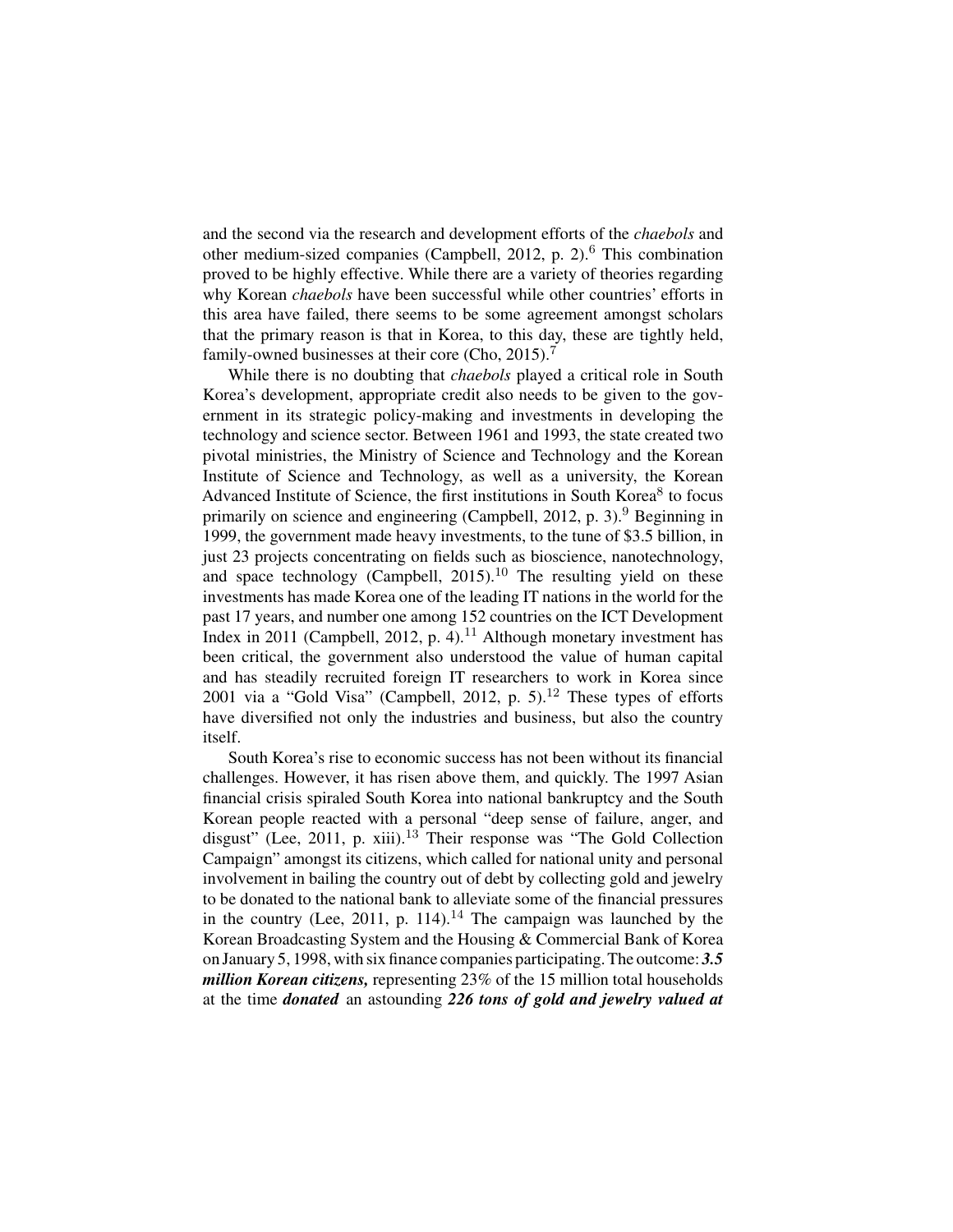and the second via the research and development efforts of the *chaebols* and other medium-sized companies (Campbell, 2012, p. 2).[6] This combination proved to be highly effective. While there are a variety of theories regarding why Korean *chaebols* have been successful while other countries' efforts in this area have failed, there seems to be some agreement amongst scholars that the primary reason is that in Korea, to this day, these are tightly held, family-owned businesses at their core (Cho, 2015).[7]

While there is no doubting that *chaebols* played a critical role in South Korea's development, appropriate credit also needs to be given to the government in its strategic policy-making and investments in developing the technology and science sector. Between 1961 and 1993, the state created two pivotal ministries, the Ministry of Science and Technology and the Korean Institute of Science and Technology, as well as a university, the Korean Advanced Institute of Science, the first institutions in South Korea[8] to focus primarily on science and engineering (Campbell, 2012, p. 3).[9] Beginning in 1999, the government made heavy investments, to the tune of $3.5 billion, in just 23 projects concentrating on fields such as bioscience, nanotechnology, and space technology (Campbell, 2015).[10] The resulting yield on these investments has made Korea one of the leading IT nations in the world for the past 17 years, and number one among 152 countries on the ICT Development Index in 2011 (Campbell, 2012, p. 4).[11] Although monetary investment has been critical, the government also understood the value of human capital and has steadily recruited foreign IT researchers to work in Korea since 2001 via a "Gold Visa" (Campbell, 2012, p. 5).[12] These types of efforts have diversified not only the industries and business, but also the country itself.

South Korea's rise to economic success has not been without its financial challenges. However, it has risen above them, and quickly. The 1997 Asian financial crisis spiraled South Korea into national bankruptcy and the South Korean people reacted with a personal "deep sense of failure, anger, and disgust" (Lee, 2011, p. xiii).[13] Their response was "The Gold Collection Campaign" amongst its citizens, which called for national unity and personal involvement in bailing the country out of debt by collecting gold and jewelry to be donated to the national bank to alleviate some of the financial pressures in the country (Lee, 2011, p. 114).[14] The campaign was launched by the Korean Broadcasting System and the Housing & Commercial Bank of Korea on January 5, 1998, with six finance companies participating. The outcome: ***3.5 million Korean citizens,*** representing 23% of the 15 million total households at the time ***donated*** an astounding ***226 tons of gold and jewelry valued at***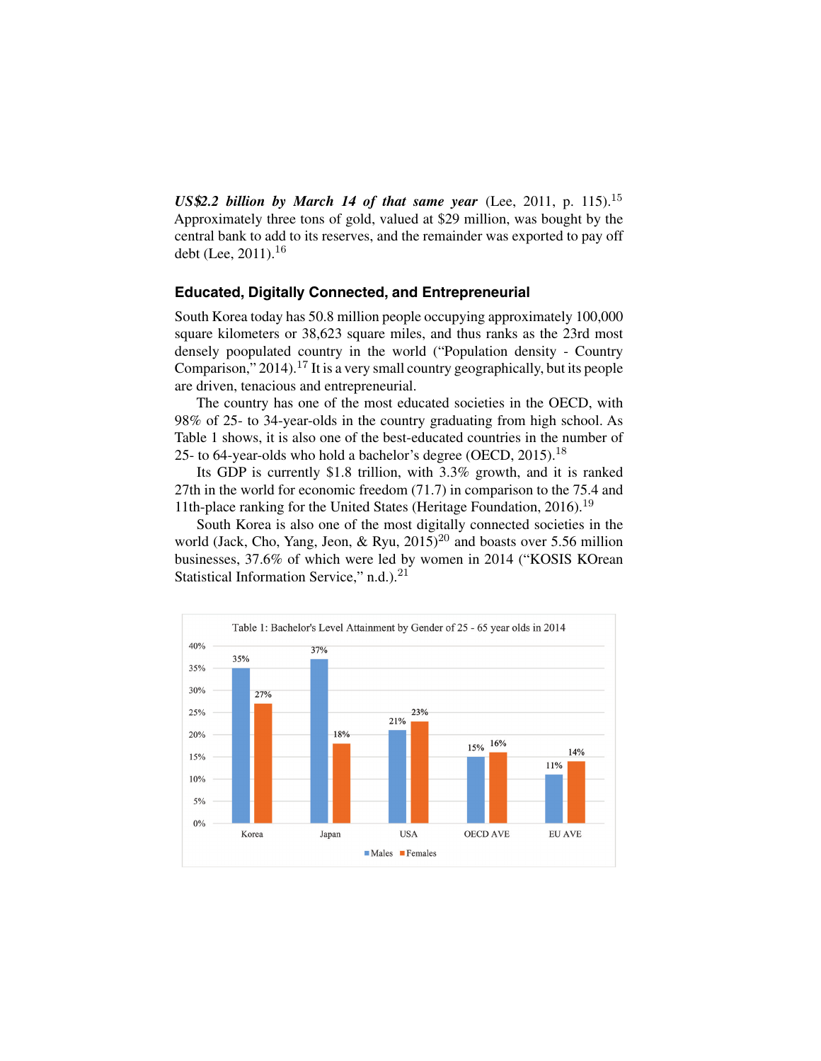***US$2.2 billion by March 14 of that same year*** (Lee, 2011, p. 115).[15] Approximately three tons of gold, valued at $29 million, was bought by the central bank to add to its reserves, and the remainder was exported to pay off debt (Lee, 2011).[16]

### Educated, Digitally Connected, and Entrepreneurial

South Korea today has 50.8 million people occupying approximately 100,000 square kilometers or 38,623 square miles, and thus ranks as the 23rd most densely poopulated country in the world ("Population density - Country Comparison," 2014).[17] It is a very small country geographically, but its people are driven, tenacious and entrepreneurial.

The country has one of the most educated societies in the OECD, with 98% of 25- to 34-year-olds in the country graduating from high school. As Table 1 shows, it is also one of the best-educated countries in the number of 25- to 64-year-olds who hold a bachelor's degree (OECD, 2015).[18]

Its GDP is currently $1.8 trillion, with 3.3% growth, and it is ranked 27th in the world for economic freedom (71.7) in comparison to the 75.4 and 11th-place ranking for the United States (Heritage Foundation, 2016).[19]

South Korea is also one of the most digitally connected societies in the world (Jack, Cho, Yang, Jeon, & Ryu, 2015)[20] and boasts over 5.56 million businesses, 37.6% of which were led by women in 2014 ("KOSIS KOrean Statistical Information Service," n.d.).[21]

Table 1: Bachelor's Level Attainment by Gender of 25 - 65 year olds in 2014

| | Males | Females |
|---|---|---|
| Korea | 35% | 27% |
| Japan | 37% | 18% |
| USA | 21% | 23% |
| OECD AVE | 15% | 16% |
| EU AVE | 11% | 14% |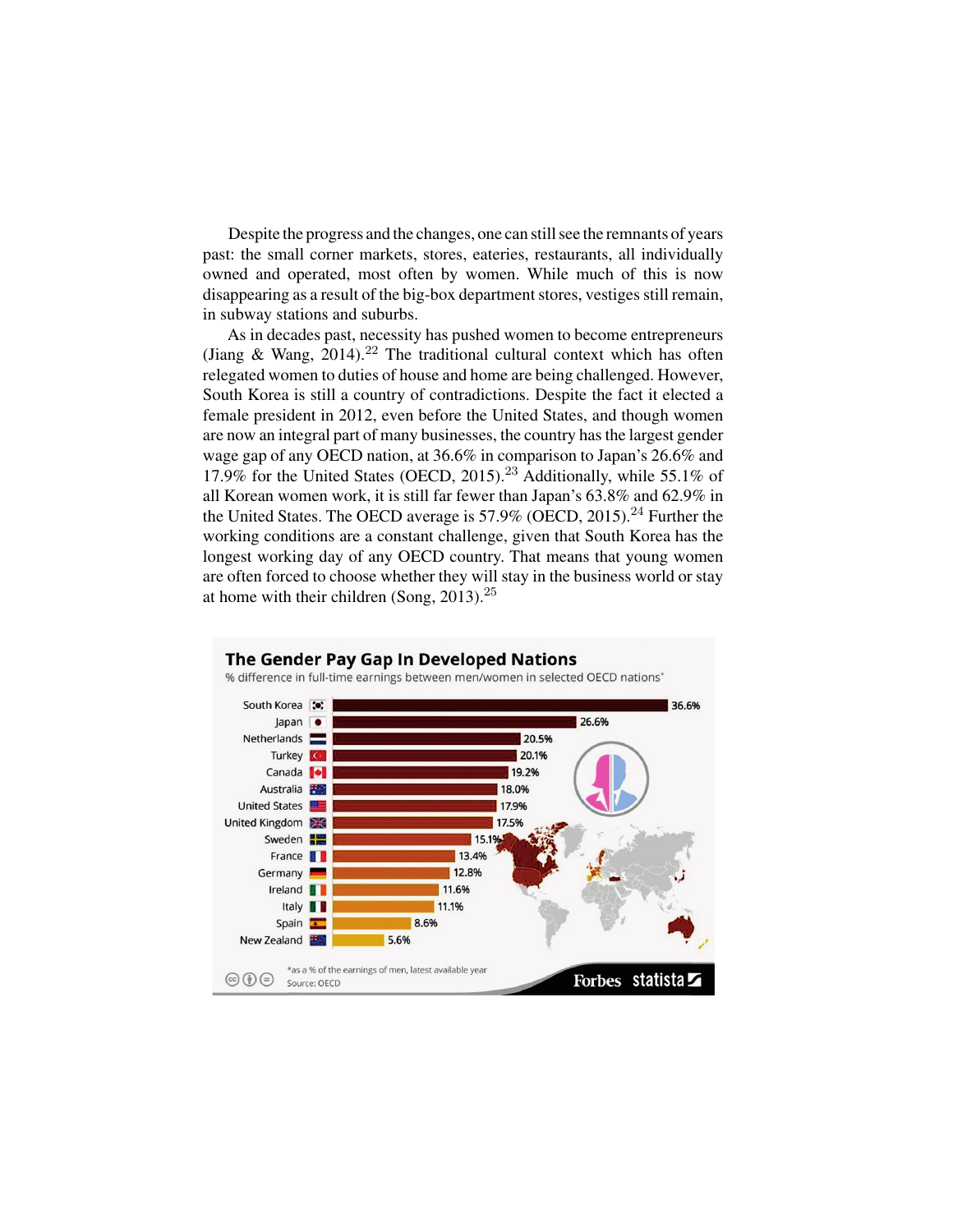Despite the progress and the changes, one can still see the remnants of years past: the small corner markets, stores, eateries, restaurants, all individually owned and operated, most often by women. While much of this is now disappearing as a result of the big-box department stores, vestiges still remain, in subway stations and suburbs.

As in decades past, necessity has pushed women to become entrepreneurs (Jiang & Wang, 2014).[22] The traditional cultural context which has often relegated women to duties of house and home are being challenged. However, South Korea is still a country of contradictions. Despite the fact it elected a female president in 2012, even before the United States, and though women are now an integral part of many businesses, the country has the largest gender wage gap of any OECD nation, at 36.6% in comparison to Japan's 26.6% and 17.9% for the United States (OECD, 2015).[23] Additionally, while 55.1% of all Korean women work, it is still far fewer than Japan's 63.8% and 62.9% in the United States. The OECD average is 57.9% (OECD, 2015).[24] Further the working conditions are a constant challenge, given that South Korea has the longest working day of any OECD country. That means that young women are often forced to choose whether they will stay in the business world or stay at home with their children (Song, 2013).[25]

**The Gender Pay Gap In Developed Nations**

% difference in full-time earnings between men/women in selected OECD nations*

| Country | Gap |
|---|---|
| South Korea | 36.6% |
| Japan | 26.6% |
| Netherlands | 20.5% |
| Turkey | 20.1% |
| Canada | 19.2% |
| Australia | 18.0% |
| United States | 17.9% |
| United Kingdom | 17.5% |
| Sweden | 15.1% |
| France | 13.4% |
| Germany | 12.8% |
| Ireland | 11.6% |
| Italy | 11.1% |
| Spain | 8.6% |
| New Zealand | 5.6% |

*as a % of the earnings of men, latest available year

Source: OECD

Forbes statista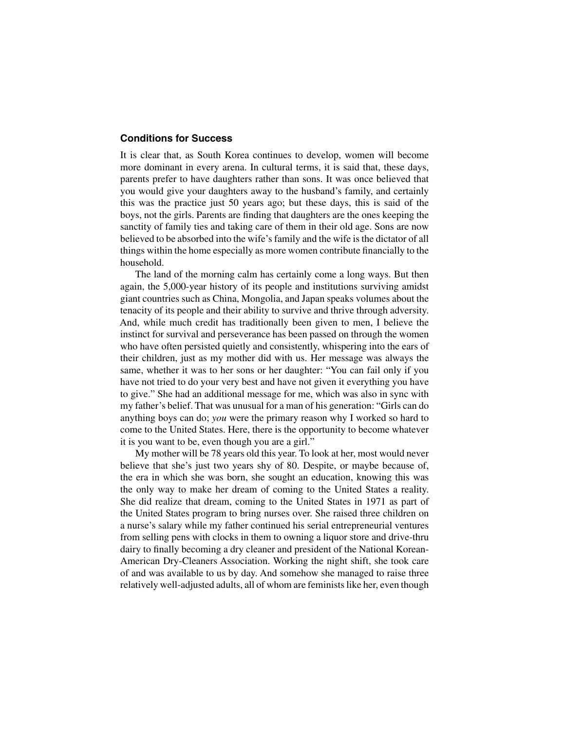### Conditions for Success

It is clear that, as South Korea continues to develop, women will become more dominant in every arena. In cultural terms, it is said that, these days, parents prefer to have daughters rather than sons. It was once believed that you would give your daughters away to the husband's family, and certainly this was the practice just 50 years ago; but these days, this is said of the boys, not the girls. Parents are finding that daughters are the ones keeping the sanctity of family ties and taking care of them in their old age. Sons are now believed to be absorbed into the wife's family and the wife is the dictator of all things within the home especially as more women contribute financially to the household.

The land of the morning calm has certainly come a long ways. But then again, the 5,000-year history of its people and institutions surviving amidst giant countries such as China, Mongolia, and Japan speaks volumes about the tenacity of its people and their ability to survive and thrive through adversity. And, while much credit has traditionally been given to men, I believe the instinct for survival and perseverance has been passed on through the women who have often persisted quietly and consistently, whispering into the ears of their children, just as my mother did with us. Her message was always the same, whether it was to her sons or her daughter: "You can fail only if you have not tried to do your very best and have not given it everything you have to give." She had an additional message for me, which was also in sync with my father's belief. That was unusual for a man of his generation: "Girls can do anything boys can do; *you* were the primary reason why I worked so hard to come to the United States. Here, there is the opportunity to become whatever it is you want to be, even though you are a girl."

My mother will be 78 years old this year. To look at her, most would never believe that she's just two years shy of 80. Despite, or maybe because of, the era in which she was born, she sought an education, knowing this was the only way to make her dream of coming to the United States a reality. She did realize that dream, coming to the United States in 1971 as part of the United States program to bring nurses over. She raised three children on a nurse's salary while my father continued his serial entrepreneurial ventures from selling pens with clocks in them to owning a liquor store and drive-thru dairy to finally becoming a dry cleaner and president of the National Korean-American Dry-Cleaners Association. Working the night shift, she took care of and was available to us by day. And somehow she managed to raise three relatively well-adjusted adults, all of whom are feminists like her, even though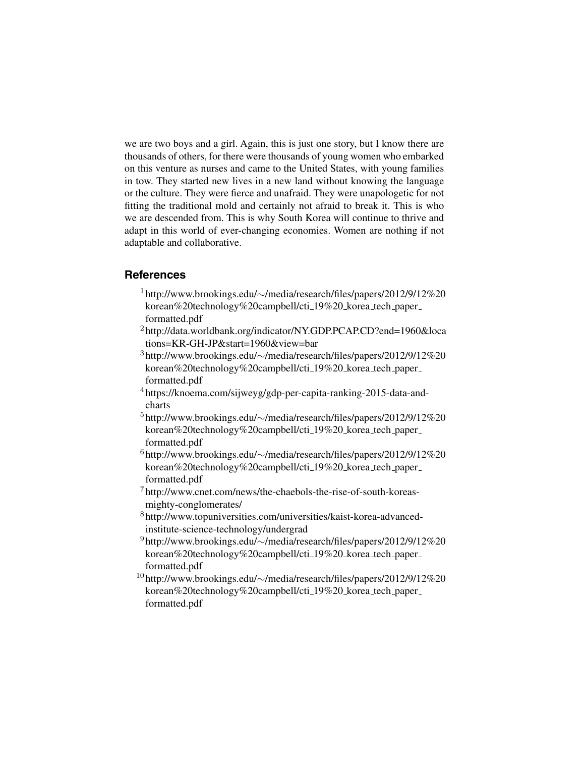we are two boys and a girl. Again, this is just one story, but I know there are thousands of others, for there were thousands of young women who embarked on this venture as nurses and came to the United States, with young families in tow. They started new lives in a new land without knowing the language or the culture. They were fierce and unafraid. They were unapologetic for not fitting the traditional mold and certainly not afraid to break it. This is who we are descended from. This is why South Korea will continue to thrive and adapt in this world of ever-changing economies. Women are nothing if not adaptable and collaborative.

## References

[1] http://www.brookings.edu/~/media/research/files/papers/2012/9/12%20korean%20technology%20campbell/cti_19%20_korea_tech_paper_formatted.pdf

[2] http://data.worldbank.org/indicator/NY.GDP.PCAP.CD?end=1960&locations=KR-GH-JP&start=1960&view=bar

[3] http://www.brookings.edu/~/media/research/files/papers/2012/9/12%20korean%20technology%20campbell/cti_19%20_korea_tech_paper_formatted.pdf

[4] https://knoema.com/sijweyg/gdp-per-capita-ranking-2015-data-and-charts

[5] http://www.brookings.edu/~/media/research/files/papers/2012/9/12%20korean%20technology%20campbell/cti_19%20_korea_tech_paper_formatted.pdf

[6] http://www.brookings.edu/~/media/research/files/papers/2012/9/12%20korean%20technology%20campbell/cti_19%20_korea_tech_paper_formatted.pdf

[7] http://www.cnet.com/news/the-chaebols-the-rise-of-south-koreas-mighty-conglomerates/

[8] http://www.topuniversities.com/universities/kaist-korea-advanced-institute-science-technology/undergrad

[9] http://www.brookings.edu/~/media/research/files/papers/2012/9/12%20korean%20technology%20campbell/cti_19%20_korea_tech_paper_formatted.pdf

[10] http://www.brookings.edu/~/media/research/files/papers/2012/9/12%20korean%20technology%20campbell/cti_19%20_korea_tech_paper_formatted.pdf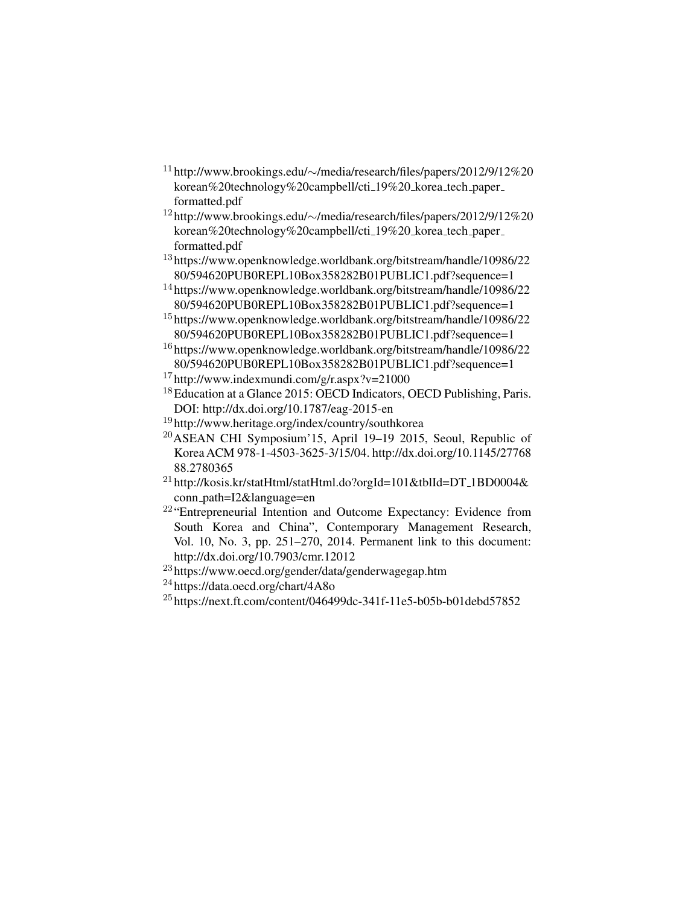[11] http://www.brookings.edu/~/media/research/files/papers/2012/9/12%20korean%20technology%20campbell/cti_19%20_korea_tech_paper_formatted.pdf

[12] http://www.brookings.edu/~/media/research/files/papers/2012/9/12%20korean%20technology%20campbell/cti_19%20_korea_tech_paper_formatted.pdf

[13] https://www.openknowledge.worldbank.org/bitstream/handle/10986/2280/594620PUB0REPL10Box358282B01PUBLIC1.pdf?sequence=1

[14] https://www.openknowledge.worldbank.org/bitstream/handle/10986/2280/594620PUB0REPL10Box358282B01PUBLIC1.pdf?sequence=1

[15] https://www.openknowledge.worldbank.org/bitstream/handle/10986/2280/594620PUB0REPL10Box358282B01PUBLIC1.pdf?sequence=1

[16] https://www.openknowledge.worldbank.org/bitstream/handle/10986/2280/594620PUB0REPL10Box358282B01PUBLIC1.pdf?sequence=1

[17] http://www.indexmundi.com/g/r.aspx?v=21000

[18] Education at a Glance 2015: OECD Indicators, OECD Publishing, Paris. DOI: http://dx.doi.org/10.1787/eag-2015-en

[19] http://www.heritage.org/index/country/southkorea

[20] ASEAN CHI Symposium'15, April 19–19 2015, Seoul, Republic of Korea ACM 978-1-4503-3625-3/15/04. http://dx.doi.org/10.1145/2776888.2780365

[21] http://kosis.kr/statHtml/statHtml.do?orgId=101&tblId=DT_1BD0004&conn_path=I2&language=en

[22] "Entrepreneurial Intention and Outcome Expectancy: Evidence from South Korea and China", Contemporary Management Research, Vol. 10, No. 3, pp. 251–270, 2014. Permanent link to this document: http://dx.doi.org/10.7903/cmr.12012

[23] https://www.oecd.org/gender/data/genderwagegap.htm

[24] https://data.oecd.org/chart/4A8o

[25] https://next.ft.com/content/046499dc-341f-11e5-b05b-b01debd57852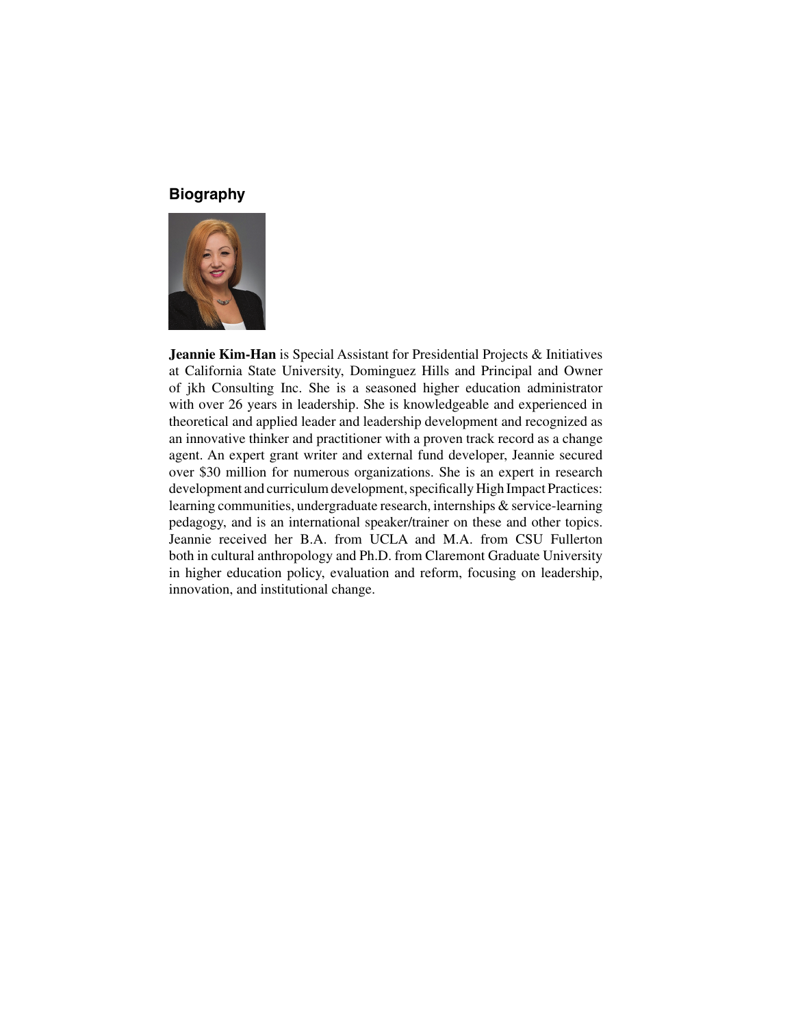## Biography

**Jeannie Kim-Han** is Special Assistant for Presidential Projects & Initiatives at California State University, Dominguez Hills and Principal and Owner of jkh Consulting Inc. She is a seasoned higher education administrator with over 26 years in leadership. She is knowledgeable and experienced in theoretical and applied leader and leadership development and recognized as an innovative thinker and practitioner with a proven track record as a change agent. An expert grant writer and external fund developer, Jeannie secured over $30 million for numerous organizations. She is an expert in research development and curriculum development, specifically High Impact Practices: learning communities, undergraduate research, internships & service-learning pedagogy, and is an international speaker/trainer on these and other topics. Jeannie received her B.A. from UCLA and M.A. from CSU Fullerton both in cultural anthropology and Ph.D. from Claremont Graduate University in higher education policy, evaluation and reform, focusing on leadership, innovation, and institutional change.